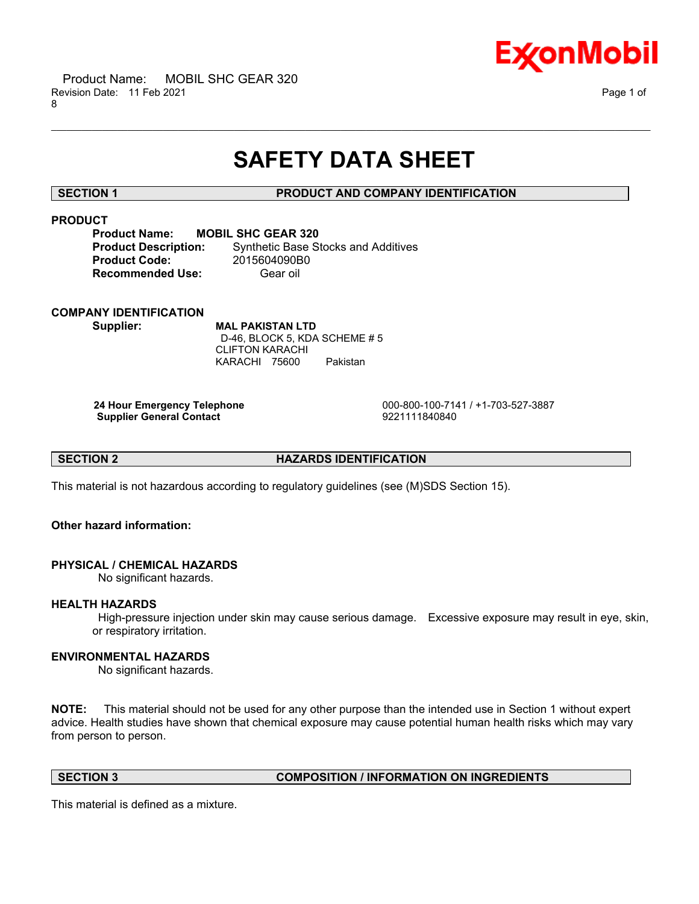# SAFETY DATA SHEET

## SECTION 1 PRODUCT AND COMPANY IDENTIFICATION

### PRODUCT

**Product Name:** **MOBIL SHC GEAR 320**
**Product Description:** Synthetic Base Stocks and Additives
**Product Code:** 2015604090B0
**Recommended Use:** Gear oil

### COMPANY IDENTIFICATION

**Supplier:** **MAL PAKISTAN LTD**
D-46, BLOCK 5, KDA SCHEME # 5
CLIFTON KARACHI
KARACHI 75600 Pakistan

| | |
|---|---|
| **24 Hour Emergency Telephone** | 000-800-100-7141 / +1-703-527-3887 |
| **Supplier General Contact** | 9221111840840 |

## SECTION 2 HAZARDS IDENTIFICATION

This material is not hazardous according to regulatory guidelines (see (M)SDS Section 15).

**Other hazard information:**

### PHYSICAL / CHEMICAL HAZARDS

No significant hazards.

### HEALTH HAZARDS

High-pressure injection under skin may cause serious damage. Excessive exposure may result in eye, skin, or respiratory irritation.

### ENVIRONMENTAL HAZARDS

No significant hazards.

**NOTE:** This material should not be used for any other purpose than the intended use in Section 1 without expert advice. Health studies have shown that chemical exposure may cause potential human health risks which may vary from person to person.

## SECTION 3 COMPOSITION / INFORMATION ON INGREDIENTS

This material is defined as a mixture.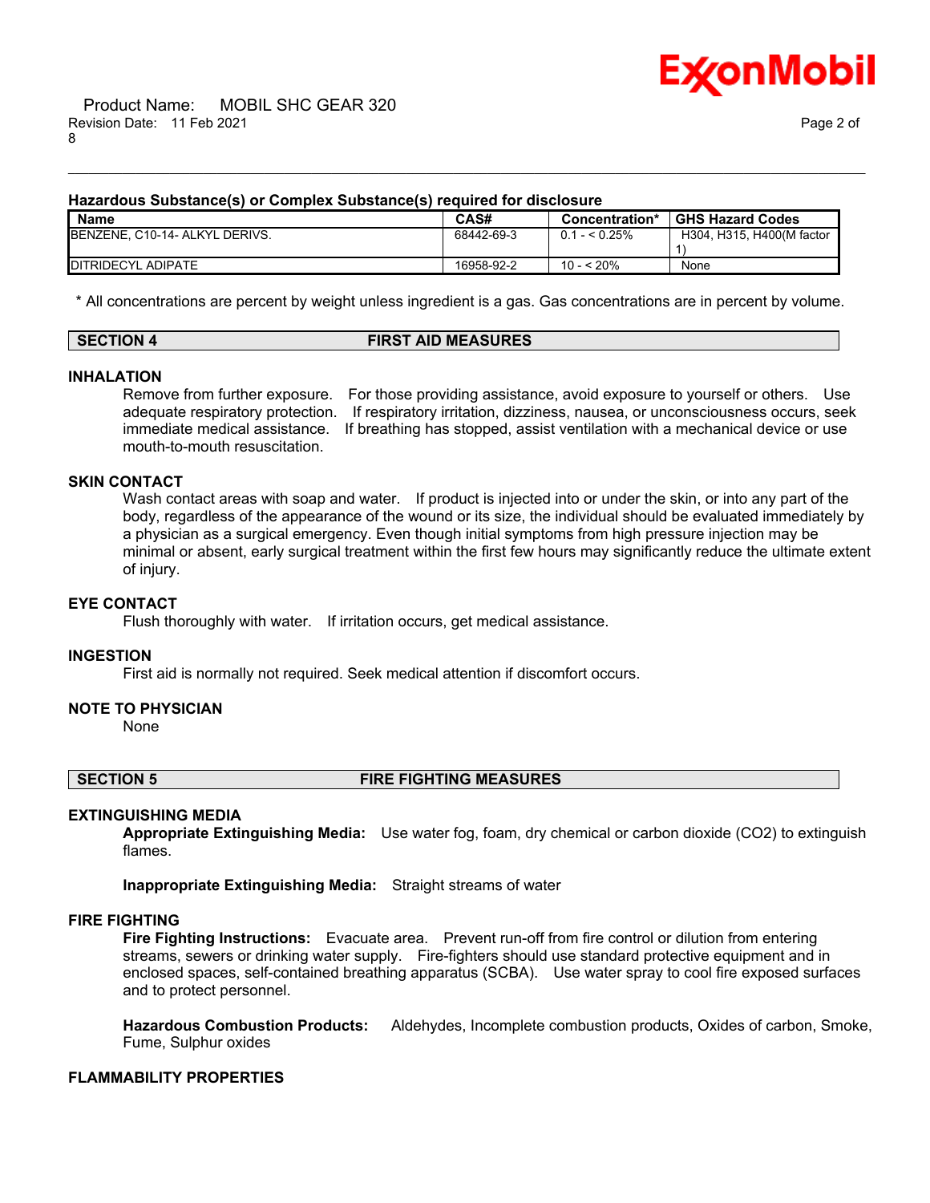### Hazardous Substance(s) or Complex Substance(s) required for disclosure

| Name | CAS# | Concentration* | GHS Hazard Codes |
|---|---|---|---|
| BENZENE, C10-14- ALKYL DERIVS. | 68442-69-3 | 0.1 - < 0.25% | H304, H315, H400(M factor 1) |
| DITRIDECYL ADIPATE | 16958-92-2 | 10 - < 20% | None |

* All concentrations are percent by weight unless ingredient is a gas. Gas concentrations are in percent by volume.

## SECTION 4 FIRST AID MEASURES

### INHALATION

Remove from further exposure. For those providing assistance, avoid exposure to yourself or others. Use adequate respiratory protection. If respiratory irritation, dizziness, nausea, or unconsciousness occurs, seek immediate medical assistance. If breathing has stopped, assist ventilation with a mechanical device or use mouth-to-mouth resuscitation.

### SKIN CONTACT

Wash contact areas with soap and water. If product is injected into or under the skin, or into any part of the body, regardless of the appearance of the wound or its size, the individual should be evaluated immediately by a physician as a surgical emergency. Even though initial symptoms from high pressure injection may be minimal or absent, early surgical treatment within the first few hours may significantly reduce the ultimate extent of injury.

### EYE CONTACT

Flush thoroughly with water. If irritation occurs, get medical assistance.

### INGESTION

First aid is normally not required. Seek medical attention if discomfort occurs.

### NOTE TO PHYSICIAN

None

## SECTION 5 FIRE FIGHTING MEASURES

### EXTINGUISHING MEDIA

**Appropriate Extinguishing Media:** Use water fog, foam, dry chemical or carbon dioxide ($CO_2$) to extinguish flames.

**Inappropriate Extinguishing Media:** Straight streams of water

### FIRE FIGHTING

**Fire Fighting Instructions:** Evacuate area. Prevent run-off from fire control or dilution from entering streams, sewers or drinking water supply. Fire-fighters should use standard protective equipment and in enclosed spaces, self-contained breathing apparatus (SCBA). Use water spray to cool fire exposed surfaces and to protect personnel.

**Hazardous Combustion Products:** Aldehydes, Incomplete combustion products, Oxides of carbon, Smoke, Fume, Sulphur oxides

### FLAMMABILITY PROPERTIES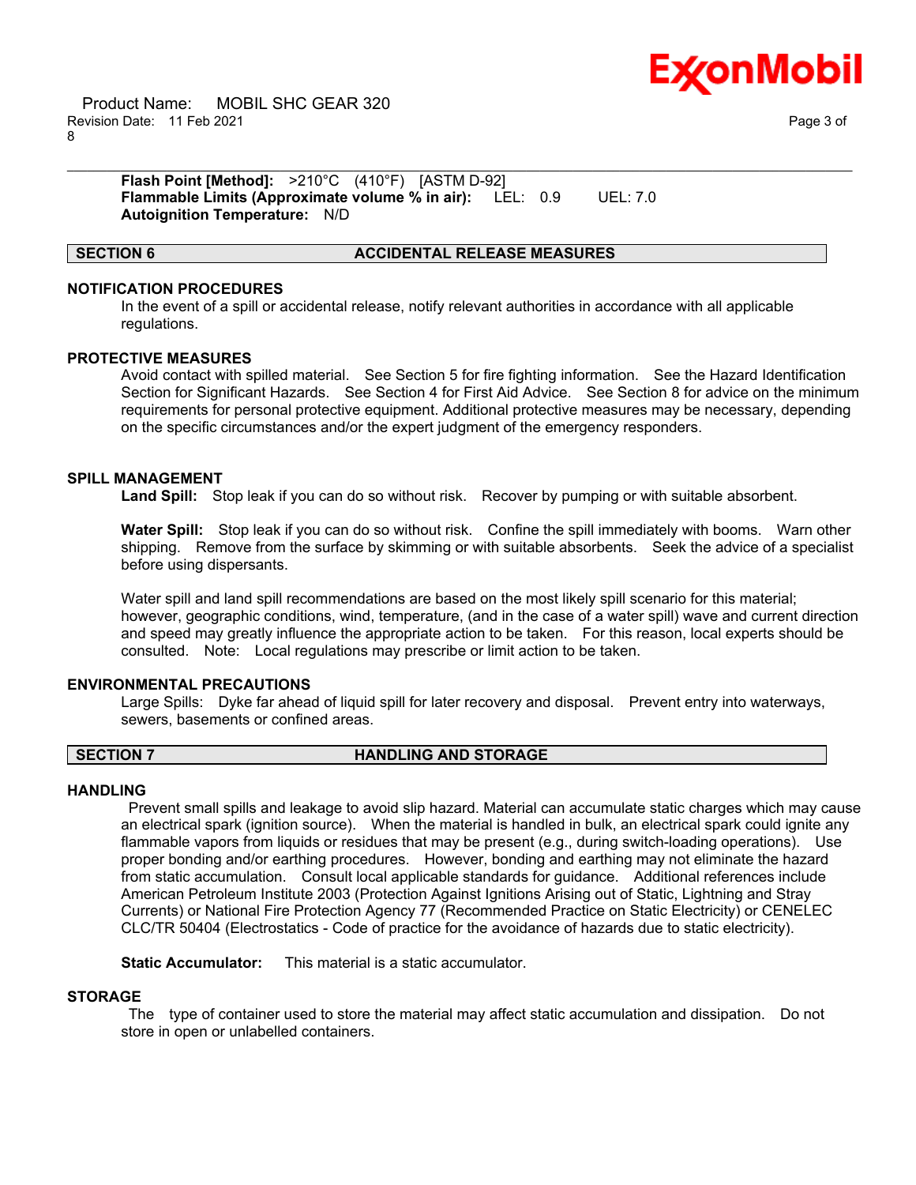**Flash Point [Method]:** >210°C (410°F) [ASTM D-92]
**Flammable Limits (Approximate volume % in air):** LEL: 0.9 UEL: 7.0
**Autoignition Temperature:** N/D

## SECTION 6 ACCIDENTAL RELEASE MEASURES

### NOTIFICATION PROCEDURES

In the event of a spill or accidental release, notify relevant authorities in accordance with all applicable regulations.

### PROTECTIVE MEASURES

Avoid contact with spilled material. See Section 5 for fire fighting information. See the Hazard Identification Section for Significant Hazards. See Section 4 for First Aid Advice. See Section 8 for advice on the minimum requirements for personal protective equipment. Additional protective measures may be necessary, depending on the specific circumstances and/or the expert judgment of the emergency responders.

### SPILL MANAGEMENT

**Land Spill:** Stop leak if you can do so without risk. Recover by pumping or with suitable absorbent.

**Water Spill:** Stop leak if you can do so without risk. Confine the spill immediately with booms. Warn other shipping. Remove from the surface by skimming or with suitable absorbents. Seek the advice of a specialist before using dispersants.

Water spill and land spill recommendations are based on the most likely spill scenario for this material; however, geographic conditions, wind, temperature, (and in the case of a water spill) wave and current direction and speed may greatly influence the appropriate action to be taken. For this reason, local experts should be consulted. Note: Local regulations may prescribe or limit action to be taken.

### ENVIRONMENTAL PRECAUTIONS

Large Spills: Dyke far ahead of liquid spill for later recovery and disposal. Prevent entry into waterways, sewers, basements or confined areas.

## SECTION 7 HANDLING AND STORAGE

### HANDLING

Prevent small spills and leakage to avoid slip hazard. Material can accumulate static charges which may cause an electrical spark (ignition source). When the material is handled in bulk, an electrical spark could ignite any flammable vapors from liquids or residues that may be present (e.g., during switch-loading operations). Use proper bonding and/or earthing procedures. However, bonding and earthing may not eliminate the hazard from static accumulation. Consult local applicable standards for guidance. Additional references include American Petroleum Institute 2003 (Protection Against Ignitions Arising out of Static, Lightning and Stray Currents) or National Fire Protection Agency 77 (Recommended Practice on Static Electricity) or CENELEC CLC/TR 50404 (Electrostatics - Code of practice for the avoidance of hazards due to static electricity).

**Static Accumulator:** This material is a static accumulator.

### STORAGE

The type of container used to store the material may affect static accumulation and dissipation. Do not store in open or unlabelled containers.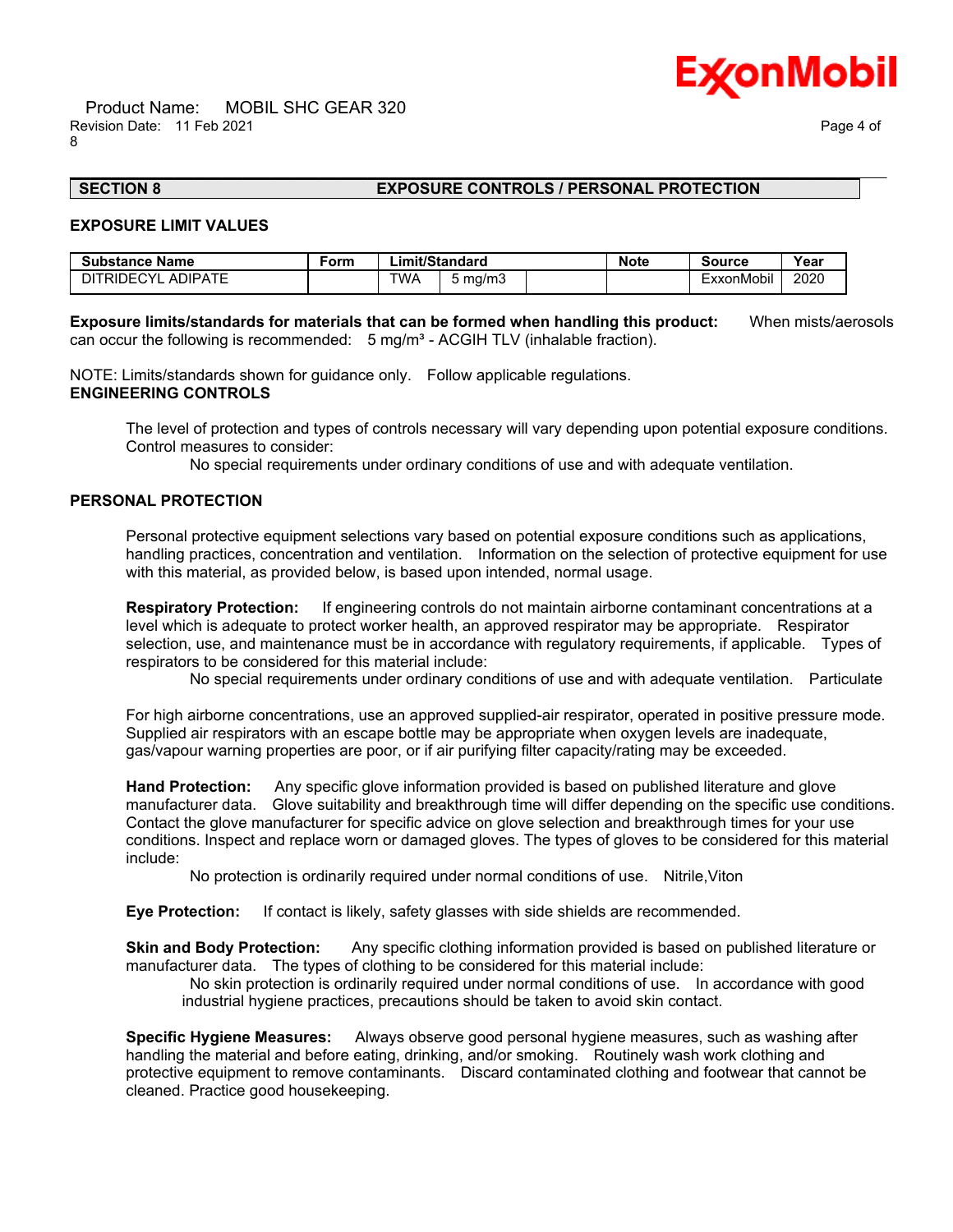## SECTION 8 EXPOSURE CONTROLS / PERSONAL PROTECTION

### EXPOSURE LIMIT VALUES

| Substance Name | Form | Limit/Standard | | | Note | Source | Year |
|---|---|---|---|---|---|---|---|
| DITRIDECYL ADIPATE | | TWA | 5 mg/m3 | | | ExxonMobil | 2020 |

**Exposure limits/standards for materials that can be formed when handling this product:** When mists/aerosols can occur the following is recommended: 5 mg/m³ - ACGIH TLV (inhalable fraction).

NOTE: Limits/standards shown for guidance only. Follow applicable regulations.

### ENGINEERING CONTROLS

The level of protection and types of controls necessary will vary depending upon potential exposure conditions. Control measures to consider:

No special requirements under ordinary conditions of use and with adequate ventilation.

### PERSONAL PROTECTION

Personal protective equipment selections vary based on potential exposure conditions such as applications, handling practices, concentration and ventilation. Information on the selection of protective equipment for use with this material, as provided below, is based upon intended, normal usage.

**Respiratory Protection:** If engineering controls do not maintain airborne contaminant concentrations at a level which is adequate to protect worker health, an approved respirator may be appropriate. Respirator selection, use, and maintenance must be in accordance with regulatory requirements, if applicable. Types of respirators to be considered for this material include:

No special requirements under ordinary conditions of use and with adequate ventilation. Particulate

For high airborne concentrations, use an approved supplied-air respirator, operated in positive pressure mode. Supplied air respirators with an escape bottle may be appropriate when oxygen levels are inadequate, gas/vapour warning properties are poor, or if air purifying filter capacity/rating may be exceeded.

**Hand Protection:** Any specific glove information provided is based on published literature and glove manufacturer data. Glove suitability and breakthrough time will differ depending on the specific use conditions. Contact the glove manufacturer for specific advice on glove selection and breakthrough times for your use conditions. Inspect and replace worn or damaged gloves. The types of gloves to be considered for this material include:

No protection is ordinarily required under normal conditions of use. Nitrile,Viton

**Eye Protection:** If contact is likely, safety glasses with side shields are recommended.

**Skin and Body Protection:** Any specific clothing information provided is based on published literature or manufacturer data. The types of clothing to be considered for this material include:

No skin protection is ordinarily required under normal conditions of use. In accordance with good industrial hygiene practices, precautions should be taken to avoid skin contact.

**Specific Hygiene Measures:** Always observe good personal hygiene measures, such as washing after handling the material and before eating, drinking, and/or smoking. Routinely wash work clothing and protective equipment to remove contaminants. Discard contaminated clothing and footwear that cannot be cleaned. Practice good housekeeping.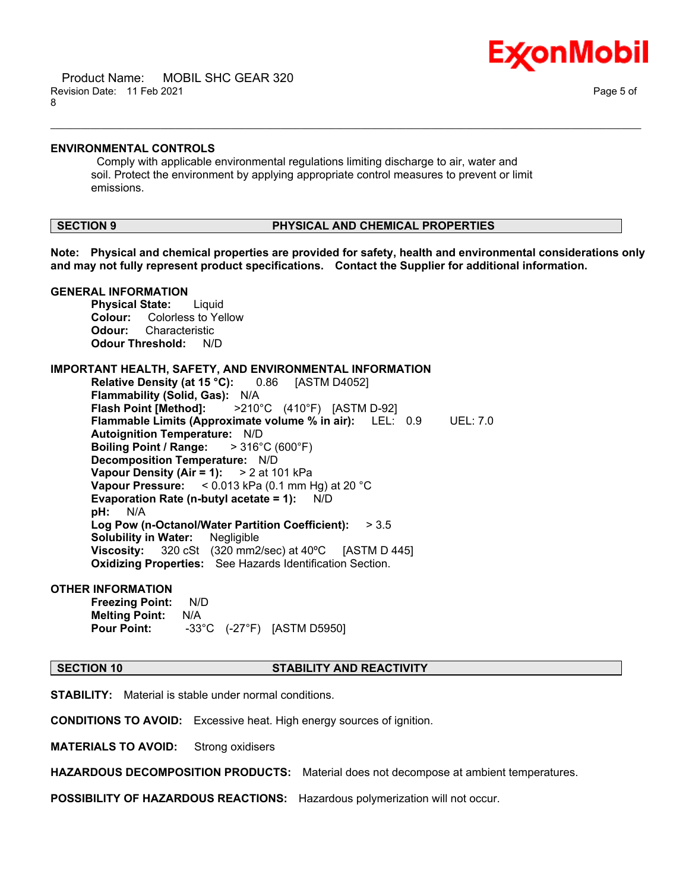### ENVIRONMENTAL CONTROLS

Comply with applicable environmental regulations limiting discharge to air, water and soil. Protect the environment by applying appropriate control measures to prevent or limit emissions.

## SECTION 9 PHYSICAL AND CHEMICAL PROPERTIES

**Note: Physical and chemical properties are provided for safety, health and environmental considerations only and may not fully represent product specifications. Contact the Supplier for additional information.**

### GENERAL INFORMATION

**Physical State:** Liquid
**Colour:** Colorless to Yellow
**Odour:** Characteristic
**Odour Threshold:** N/D

### IMPORTANT HEALTH, SAFETY, AND ENVIRONMENTAL INFORMATION

**Relative Density (at 15 °C):** 0.86 [ASTM D4052]
**Flammability (Solid, Gas):** N/A
**Flash Point [Method]:** >210°C (410°F) [ASTM D-92]
**Flammable Limits (Approximate volume % in air):** LEL: 0.9 UEL: 7.0
**Autoignition Temperature:** N/D
**Boiling Point / Range:** > 316°C (600°F)
**Decomposition Temperature:** N/D
**Vapour Density (Air = 1):** > 2 at 101 kPa
**Vapour Pressure:** < 0.013 kPa (0.1 mm Hg) at 20 °C
**Evaporation Rate (n-butyl acetate = 1):** N/D
**pH:** N/A
**Log Pow (n-Octanol/Water Partition Coefficient):** > 3.5
**Solubility in Water:** Negligible
**Viscosity:** 320 cSt (320 mm2/sec) at 40ºC [ASTM D 445]
**Oxidizing Properties:** See Hazards Identification Section.

### OTHER INFORMATION

**Freezing Point:** N/D
**Melting Point:** N/A
**Pour Point:** -33°C (-27°F) [ASTM D5950]

## SECTION 10 STABILITY AND REACTIVITY

**STABILITY:** Material is stable under normal conditions.

**CONDITIONS TO AVOID:** Excessive heat. High energy sources of ignition.

**MATERIALS TO AVOID:** Strong oxidisers

**HAZARDOUS DECOMPOSITION PRODUCTS:** Material does not decompose at ambient temperatures.

**POSSIBILITY OF HAZARDOUS REACTIONS:** Hazardous polymerization will not occur.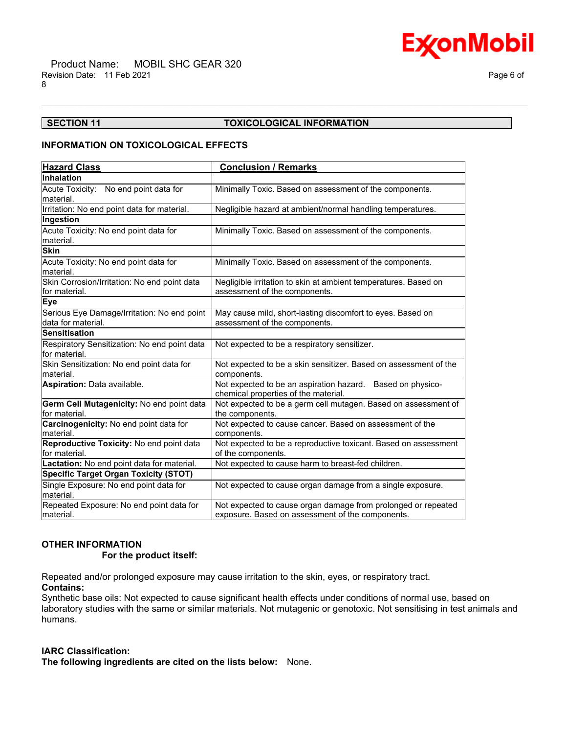## SECTION 11 TOXICOLOGICAL INFORMATION

### INFORMATION ON TOXICOLOGICAL EFFECTS

| Hazard Class | Conclusion / Remarks |
|---|---|
| **Inhalation** | |
| Acute Toxicity: No end point data for material. | Minimally Toxic. Based on assessment of the components. |
| Irritation: No end point data for material. | Negligible hazard at ambient/normal handling temperatures. |
| **Ingestion** | |
| Acute Toxicity: No end point data for material. | Minimally Toxic. Based on assessment of the components. |
| **Skin** | |
| Acute Toxicity: No end point data for material. | Minimally Toxic. Based on assessment of the components. |
| Skin Corrosion/Irritation: No end point data for material. | Negligible irritation to skin at ambient temperatures. Based on assessment of the components. |
| **Eye** | |
| Serious Eye Damage/Irritation: No end point data for material. | May cause mild, short-lasting discomfort to eyes. Based on assessment of the components. |
| **Sensitisation** | |
| Respiratory Sensitization: No end point data for material. | Not expected to be a respiratory sensitizer. |
| Skin Sensitization: No end point data for material. | Not expected to be a skin sensitizer. Based on assessment of the components. |
| **Aspiration:** Data available. | Not expected to be an aspiration hazard. Based on physico-chemical properties of the material. |
| **Germ Cell Mutagenicity:** No end point data for material. | Not expected to be a germ cell mutagen. Based on assessment of the components. |
| **Carcinogenicity:** No end point data for material. | Not expected to cause cancer. Based on assessment of the components. |
| **Reproductive Toxicity:** No end point data for material. | Not expected to be a reproductive toxicant. Based on assessment of the components. |
| **Lactation:** No end point data for material. | Not expected to cause harm to breast-fed children. |
| **Specific Target Organ Toxicity (STOT)** | |
| Single Exposure: No end point data for material. | Not expected to cause organ damage from a single exposure. |
| Repeated Exposure: No end point data for material. | Not expected to cause organ damage from prolonged or repeated exposure. Based on assessment of the components. |

### OTHER INFORMATION

**For the product itself:**

Repeated and/or prolonged exposure may cause irritation to the skin, eyes, or respiratory tract.

**Contains:**

Synthetic base oils: Not expected to cause significant health effects under conditions of normal use, based on laboratory studies with the same or similar materials. Not mutagenic or genotoxic. Not sensitising in test animals and humans.

**IARC Classification:**

**The following ingredients are cited on the lists below:** None.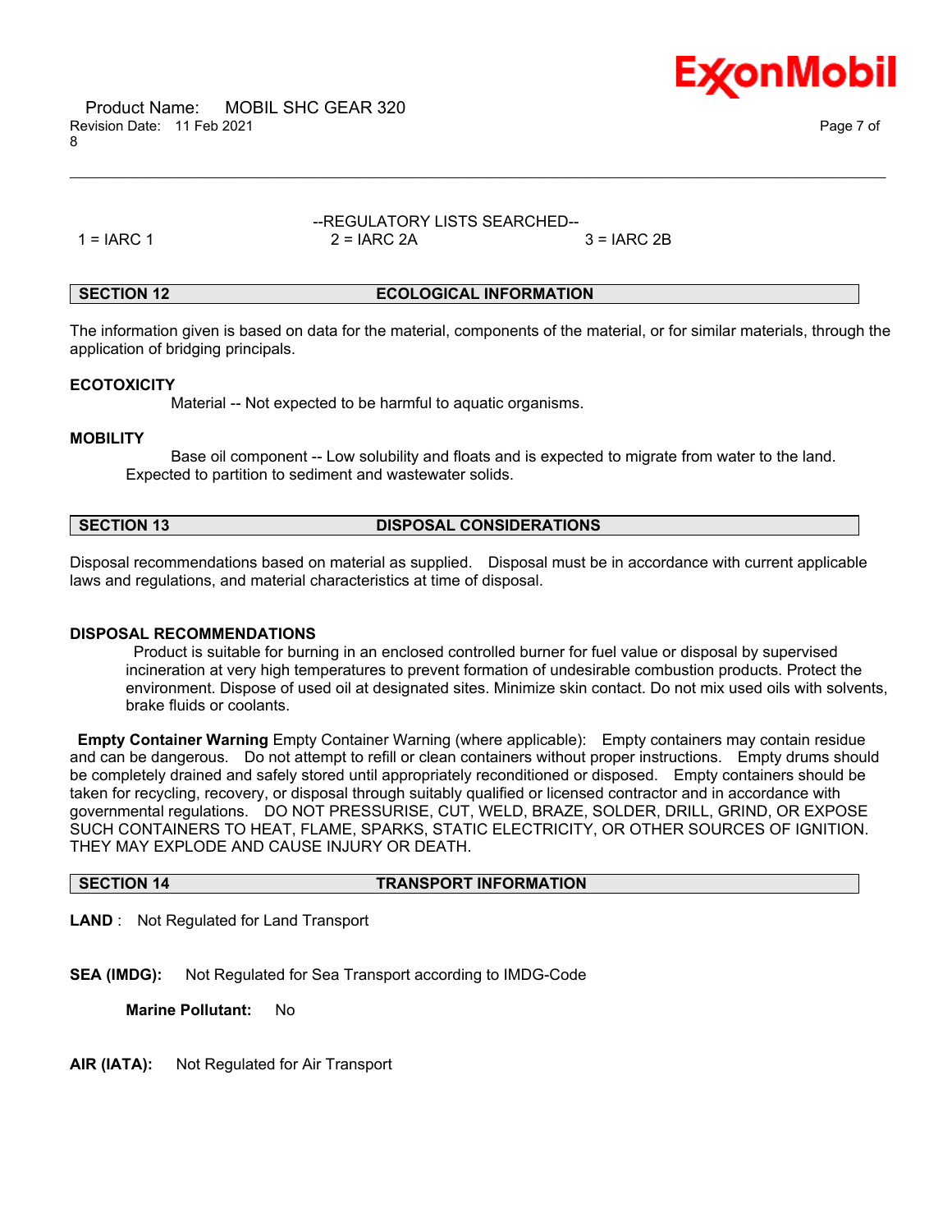--REGULATORY LISTS SEARCHED--

1 = IARC 1 | 2 = IARC 2A | 3 = IARC 2B

## SECTION 12 ECOLOGICAL INFORMATION

The information given is based on data for the material, components of the material, or for similar materials, through the application of bridging principals.

**ECOTOXICITY**

Material -- Not expected to be harmful to aquatic organisms.

**MOBILITY**

Base oil component -- Low solubility and floats and is expected to migrate from water to the land. Expected to partition to sediment and wastewater solids.

## SECTION 13 DISPOSAL CONSIDERATIONS

Disposal recommendations based on material as supplied. Disposal must be in accordance with current applicable laws and regulations, and material characteristics at time of disposal.

**DISPOSAL RECOMMENDATIONS**

Product is suitable for burning in an enclosed controlled burner for fuel value or disposal by supervised incineration at very high temperatures to prevent formation of undesirable combustion products. Protect the environment. Dispose of used oil at designated sites. Minimize skin contact. Do not mix used oils with solvents, brake fluids or coolants.

**Empty Container Warning** Empty Container Warning (where applicable): Empty containers may contain residue and can be dangerous. Do not attempt to refill or clean containers without proper instructions. Empty drums should be completely drained and safely stored until appropriately reconditioned or disposed. Empty containers should be taken for recycling, recovery, or disposal through suitably qualified or licensed contractor and in accordance with governmental regulations. DO NOT PRESSURISE, CUT, WELD, BRAZE, SOLDER, DRILL, GRIND, OR EXPOSE SUCH CONTAINERS TO HEAT, FLAME, SPARKS, STATIC ELECTRICITY, OR OTHER SOURCES OF IGNITION. THEY MAY EXPLODE AND CAUSE INJURY OR DEATH.

## SECTION 14 TRANSPORT INFORMATION

**LAND** : Not Regulated for Land Transport

**SEA (IMDG):** Not Regulated for Sea Transport according to IMDG-Code

**Marine Pollutant:** No

**AIR (IATA):** Not Regulated for Air Transport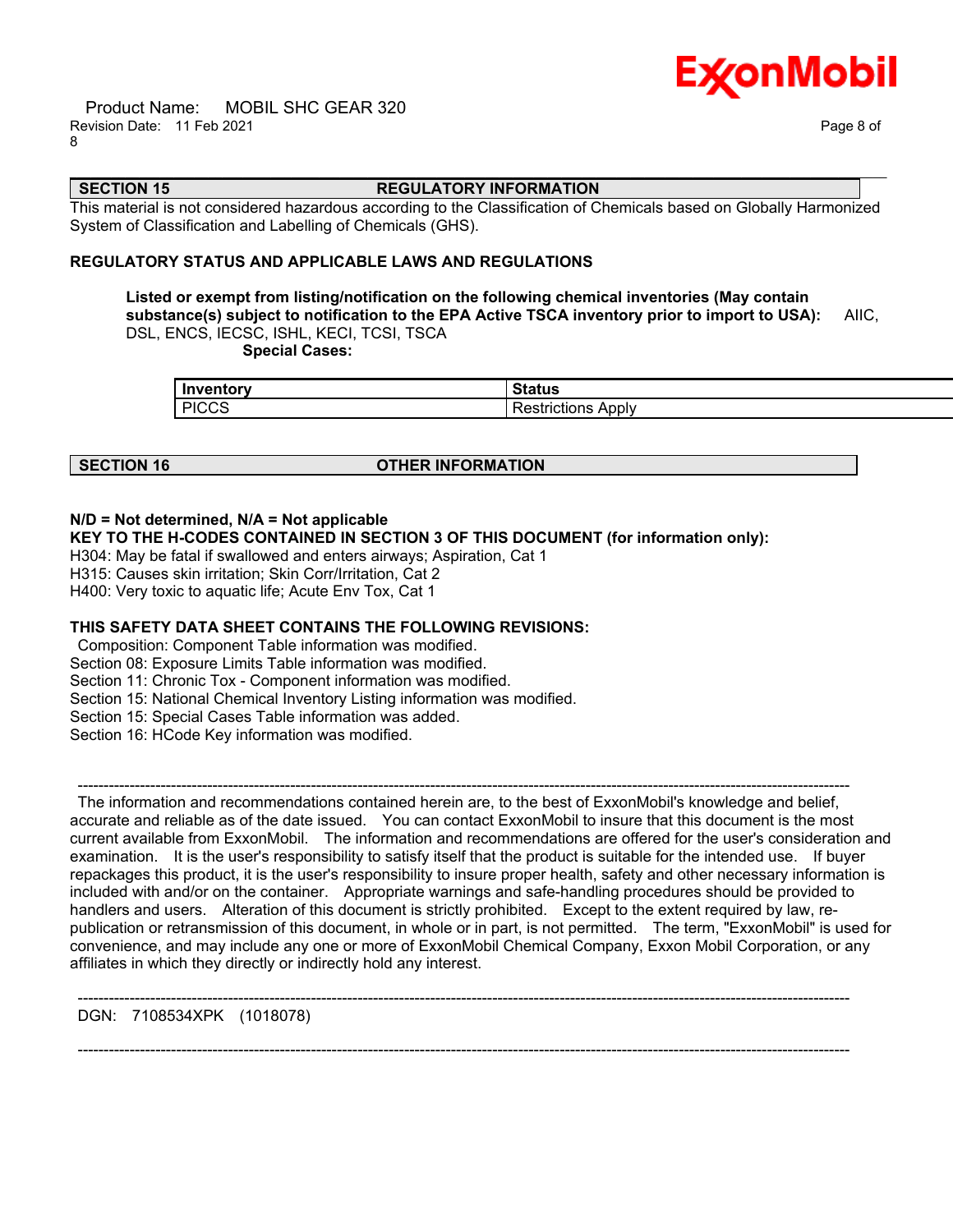## SECTION 15 REGULATORY INFORMATION

This material is not considered hazardous according to the Classification of Chemicals based on Globally Harmonized System of Classification and Labelling of Chemicals (GHS).

**REGULATORY STATUS AND APPLICABLE LAWS AND REGULATIONS**

**Listed or exempt from listing/notification on the following chemical inventories (May contain substance(s) subject to notification to the EPA Active TSCA inventory prior to import to USA):** AIIC, DSL, ENCS, IECSC, ISHL, KECI, TCSI, TSCA

**Special Cases:**

| Inventory | Status |
|---|---|
| PICCS | Restrictions Apply |

## SECTION 16 OTHER INFORMATION

**N/D = Not determined, N/A = Not applicable**

**KEY TO THE H-CODES CONTAINED IN SECTION 3 OF THIS DOCUMENT (for information only):**

H304: May be fatal if swallowed and enters airways; Aspiration, Cat 1
H315: Causes skin irritation; Skin Corr/Irritation, Cat 2
H400: Very toxic to aquatic life; Acute Env Tox, Cat 1

**THIS SAFETY DATA SHEET CONTAINS THE FOLLOWING REVISIONS:**

Composition: Component Table information was modified.
Section 08: Exposure Limits Table information was modified.
Section 11: Chronic Tox - Component information was modified.
Section 15: National Chemical Inventory Listing information was modified.
Section 15: Special Cases Table information was added.
Section 16: HCode Key information was modified.

-----------------------------------------------------------------------------------------------------------------------------------------------------

The information and recommendations contained herein are, to the best of ExxonMobil's knowledge and belief, accurate and reliable as of the date issued. You can contact ExxonMobil to insure that this document is the most current available from ExxonMobil. The information and recommendations are offered for the user's consideration and examination. It is the user's responsibility to satisfy itself that the product is suitable for the intended use. If buyer repackages this product, it is the user's responsibility to insure proper health, safety and other necessary information is included with and/or on the container. Appropriate warnings and safe-handling procedures should be provided to handlers and users. Alteration of this document is strictly prohibited. Except to the extent required by law, re-publication or retransmission of this document, in whole or in part, is not permitted. The term, "ExxonMobil" is used for convenience, and may include any one or more of ExxonMobil Chemical Company, Exxon Mobil Corporation, or any affiliates in which they directly or indirectly hold any interest.

-----------------------------------------------------------------------------------------------------------------------------------------------------

DGN: 7108534XPK (1018078)

-----------------------------------------------------------------------------------------------------------------------------------------------------